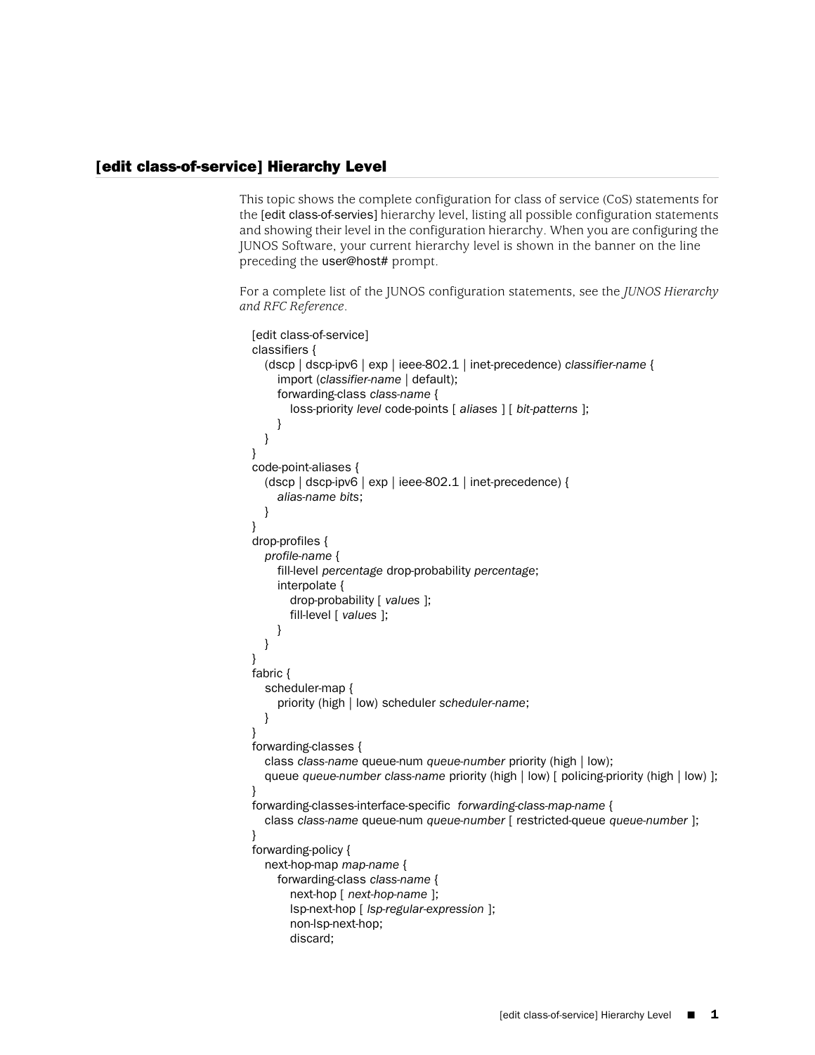## [edit class-of-service] Hierarchy Level

This topic shows the complete configuration for class of service (CoS) statements for the [edit class-of-servies] hierarchy level, listing all possible configuration statements and showing their level in the configuration hierarchy. When you are configuring the JUNOS Software, your current hierarchy level is shown in the banner on the line preceding the user@host# prompt.

For a complete list of the JUNOS configuration statements, see the *JUNOS Hierarchy and RFC Reference*.

```
[edit class-of-service]
classifiers {
   (dscp | dscp-ipv6 | exp | ieee-802.1 | inet-precedence) classifier-name {
      import (classifier-name | default);
      forwarding-class class-name {
         loss-priority level code-points [ aliases ] [ bit-patterns ];
      }
   }
}
code-point-aliases {
   (dscp | dscp-ipv6 | exp | ieee-802.1 | inet-precedence) {
      alias-name bits;
   }
}
drop-profiles {
   profile-name {
      fill-level percentage drop-probability percentage;
      interpolate {
         drop-probability [ values ];
         fill-level [ values ];
      }
   }
}
fabric {
   scheduler-map {
      priority (high | low) scheduler scheduler-name;
   }
}
forwarding-classes {
   class class-name queue-num queue-number priority (high | low);
   queue queue-number class-name priority (high | low) [ policing-priority (high | low) ];
}
forwarding-classes-interface-specific  forwarding-class-map-name {
   class class-name queue-num queue-number [ restricted-queue queue-number ];
}
forwarding-policy {
   next-hop-map map-name {
      forwarding-class class-name {
         next-hop [ next-hop-name ];
         lsp-next-hop [ lsp-regular-expression ];
         non-lsp-next-hop;
         discard;
```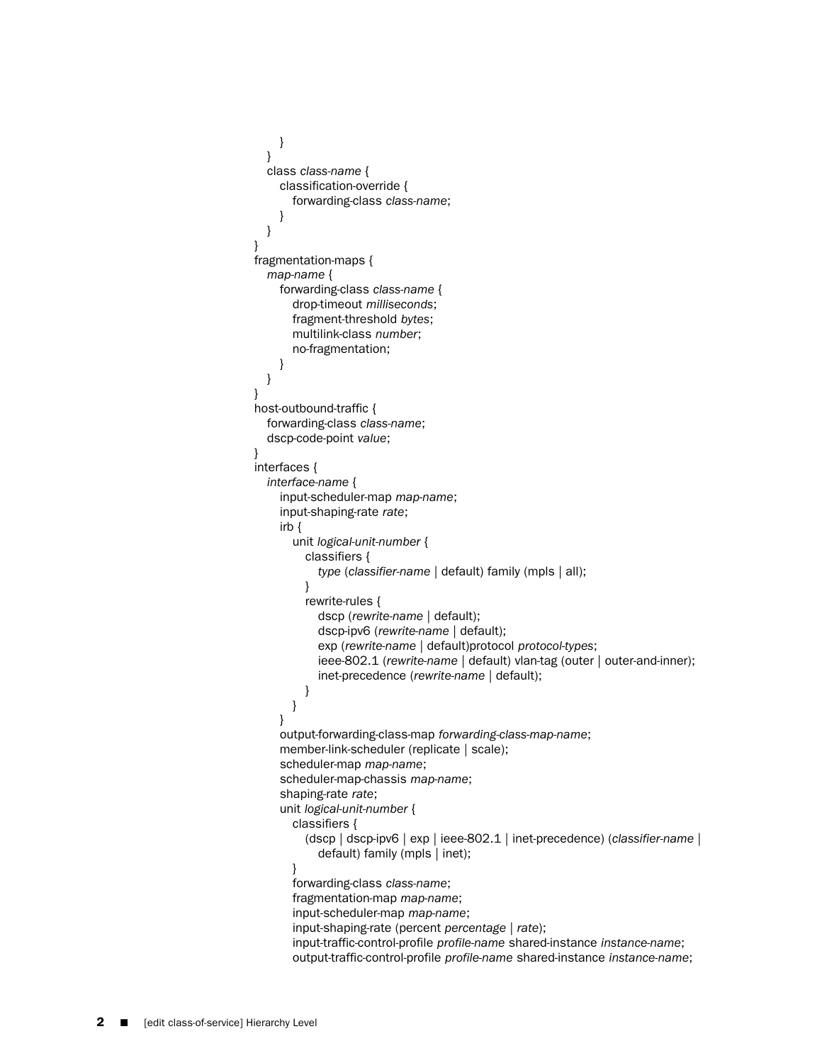```
        }
    }
    class class-name {
        classification-override {
            forwarding-class class-name;
        }
    }
}
fragmentation-maps {
    map-name {
        forwarding-class class-name {
            drop-timeout milliseconds;
            fragment-threshold bytes;
            multilink-class number;
            no-fragmentation;
        }
    }
}
host-outbound-traffic {
    forwarding-class class-name;
    dscp-code-point value;
}
interfaces {
    interface-name {
        input-scheduler-map map-name;
        input-shaping-rate rate;
        irb {
            unit logical-unit-number {
                classifiers {
                    type (classifier-name | default) family (mpls | all);
                }
                rewrite-rules {
                    dscp (rewrite-name | default);
                    dscp-ipv6 (rewrite-name | default);
                    exp (rewrite-name | default)protocol protocol-types;
                    ieee-802.1 (rewrite-name | default) vlan-tag (outer | outer-and-inner);
                    inet-precedence (rewrite-name | default);
                }
            }
        }
        output-forwarding-class-map forwarding-class-map-name;
        member-link-scheduler (replicate | scale);
        scheduler-map map-name;
        scheduler-map-chassis map-name;
        shaping-rate rate;
        unit logical-unit-number {
            classifiers {
                (dscp | dscp-ipv6 | exp | ieee-802.1 | inet-precedence) (classifier-name |
                    default) family (mpls | inet);
            }
            forwarding-class class-name;
            fragmentation-map map-name;
            input-scheduler-map map-name;
            input-shaping-rate (percent percentage | rate);
            input-traffic-control-profile profile-name shared-instance instance-name;
            output-traffic-control-profile profile-name shared-instance instance-name;
```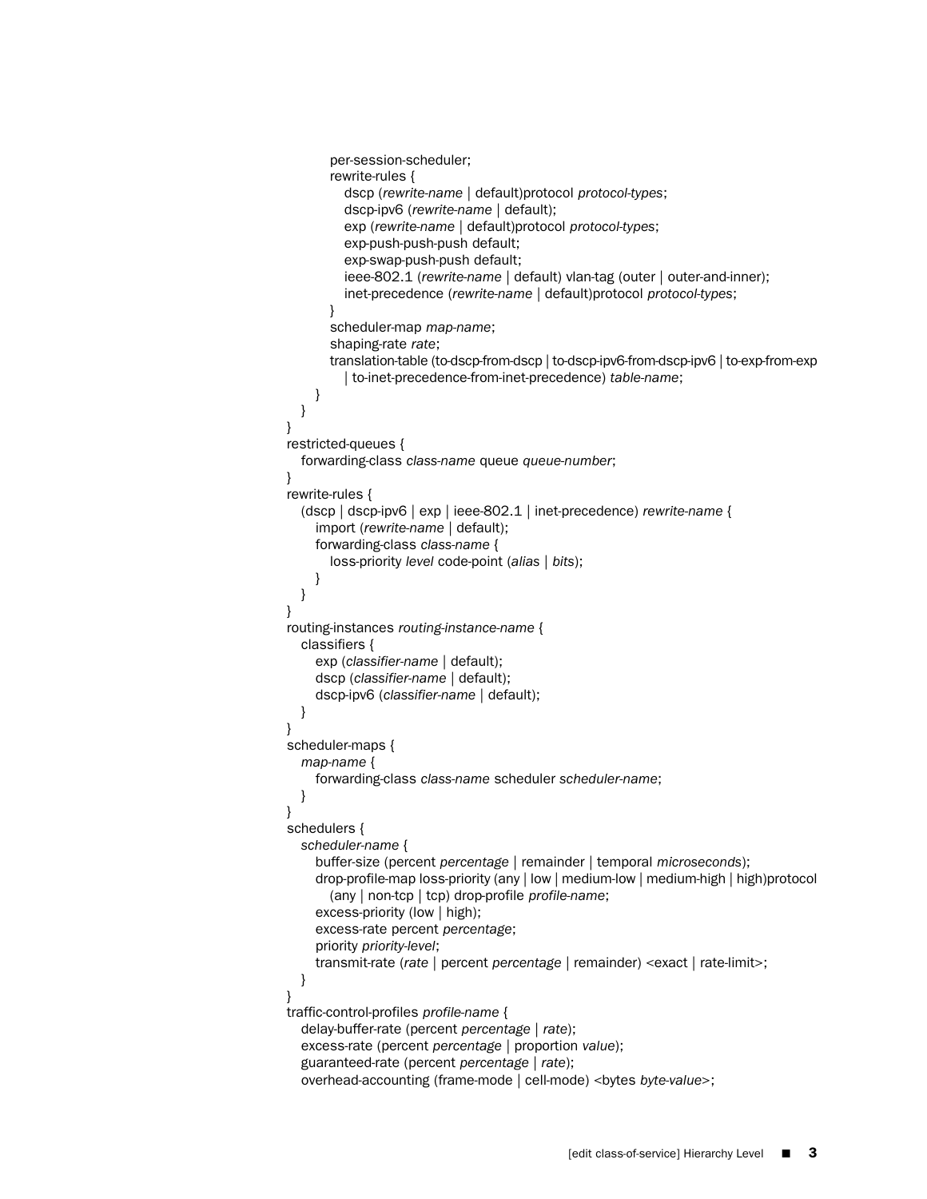```
            per-session-scheduler;
            rewrite-rules {
                dscp (rewrite-name | default)protocol protocol-types;
                dscp-ipv6 (rewrite-name | default);
                exp (rewrite-name | default)protocol protocol-types;
                exp-push-push-push default;
                exp-swap-push-push default;
                ieee-802.1 (rewrite-name | default) vlan-tag (outer | outer-and-inner);
                inet-precedence (rewrite-name | default)protocol protocol-types;
            }
            scheduler-map map-name;
            shaping-rate rate;
            translation-table (to-dscp-from-dscp | to-dscp-ipv6-from-dscp-ipv6 | to-exp-from-exp
                | to-inet-precedence-from-inet-precedence) table-name;
        }
    }
}
restricted-queues {
    forwarding-class class-name queue queue-number;
}
rewrite-rules {
    (dscp | dscp-ipv6 | exp | ieee-802.1 | inet-precedence) rewrite-name {
        import (rewrite-name | default);
        forwarding-class class-name {
            loss-priority level code-point (alias | bits);
        }
    }
}
routing-instances routing-instance-name {
    classifiers {
        exp (classifier-name | default);
        dscp (classifier-name | default);
        dscp-ipv6 (classifier-name | default);
    }
}
scheduler-maps {
    map-name {
        forwarding-class class-name scheduler scheduler-name;
    }
}
schedulers {
    scheduler-name {
        buffer-size (percent percentage | remainder | temporal microseconds);
        drop-profile-map loss-priority (any | low | medium-low | medium-high | high)protocol
            (any | non-tcp | tcp) drop-profile profile-name;
        excess-priority (low | high);
        excess-rate percent percentage;
        priority priority-level;
        transmit-rate (rate | percent percentage | remainder) <exact | rate-limit>;
    }
}
traffic-control-profiles profile-name {
    delay-buffer-rate (percent percentage | rate);
    excess-rate (percent percentage | proportion value);
    guaranteed-rate (percent percentage | rate);
    overhead-accounting (frame-mode | cell-mode) <bytes byte-value>;
```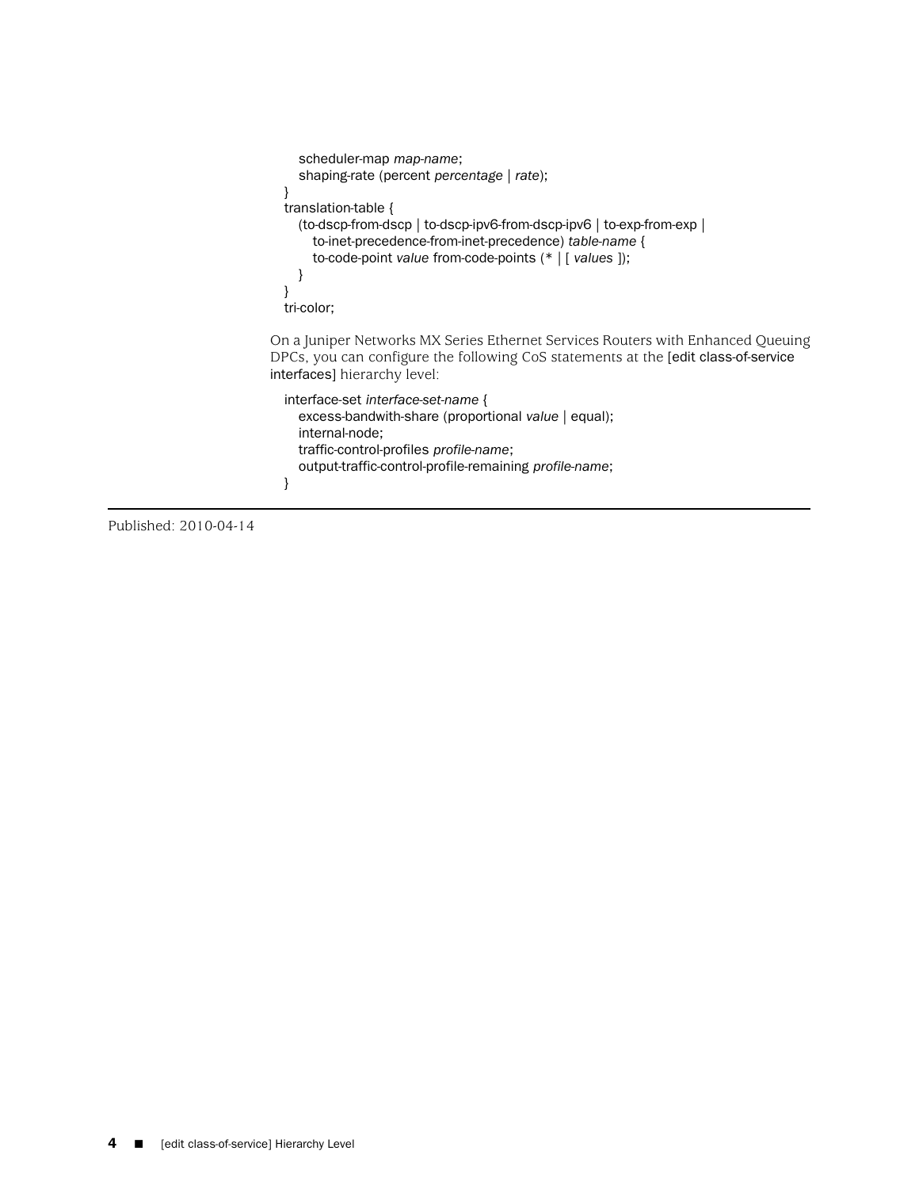```
        scheduler-map map-name;
        shaping-rate (percent percentage | rate);
    }
    translation-table {
        (to-dscp-from-dscp | to-dscp-ipv6-from-dscp-ipv6 | to-exp-from-exp |
            to-inet-precedence-from-inet-precedence) table-name {
            to-code-point value from-code-points (* | [ values ]);
        }
    }
    tri-color;
```

On a Juniper Networks MX Series Ethernet Services Routers with Enhanced Queuing DPCs, you can configure the following CoS statements at the [edit class-of-service interfaces] hierarchy level:

```
    interface-set interface-set-name {
        excess-bandwith-share (proportional value | equal);
        internal-node;
        traffic-control-profiles profile-name;
        output-traffic-control-profile-remaining profile-name;
    }
```

Published: 2010-04-14